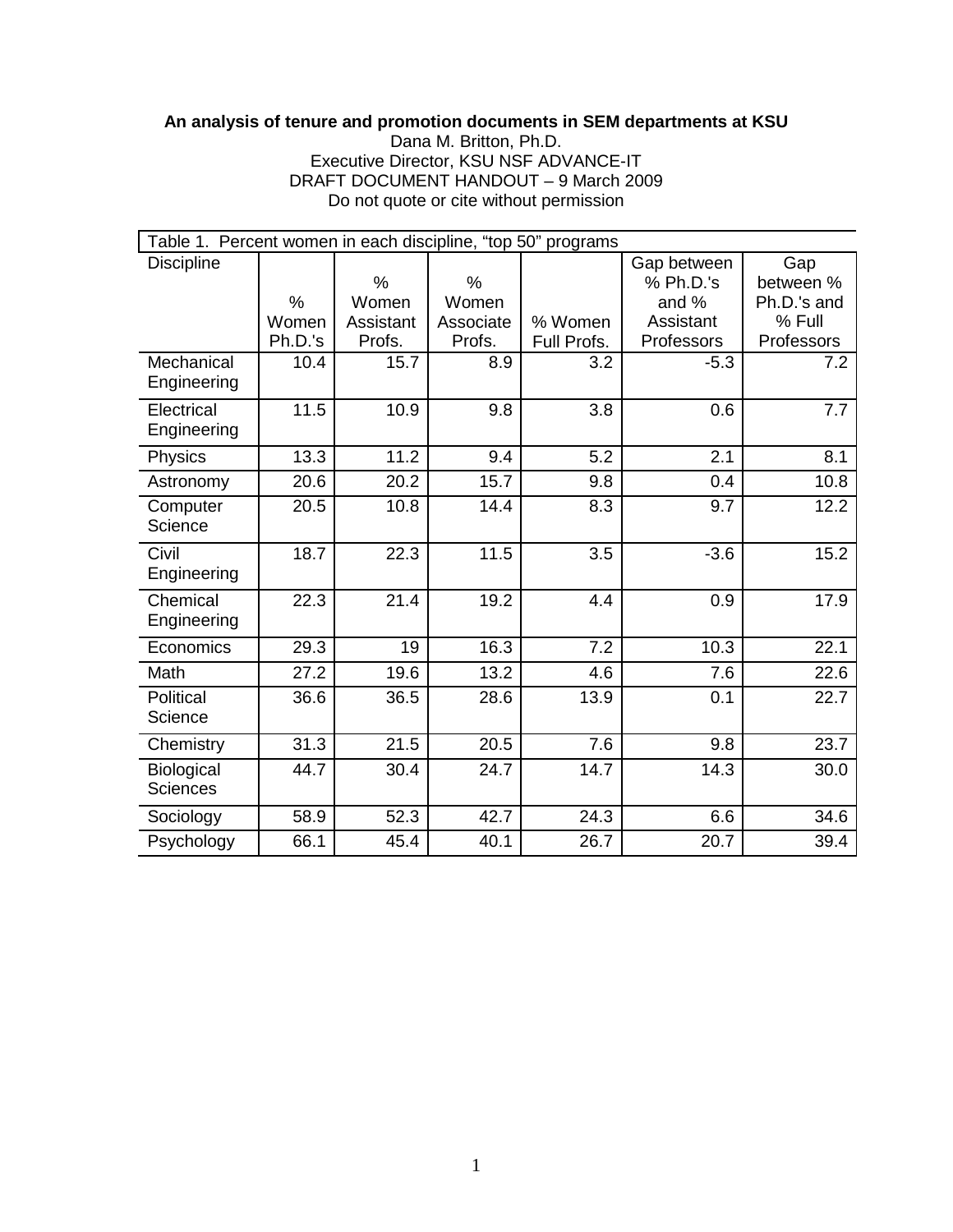**An analysis of tenure and promotion documents in SEM departments at KSU**

Dana M. Britton, Ph.D.
Executive Director, KSU NSF ADVANCE-IT
DRAFT DOCUMENT HANDOUT – 9 March 2009
Do not quote or cite without permission

Table 1. Percent women in each discipline, "top 50" programs

| Discipline | % Women Ph.D.'s | % Women Assistant Profs. | % Women Associate Profs. | % Women Full Profs. | Gap between % Ph.D.'s and % Assistant Professors | Gap between % Ph.D.'s and % Full Professors |
|---|---|---|---|---|---|---|
| Mechanical Engineering | 10.4 | 15.7 | 8.9 | 3.2 | -5.3 | 7.2 |
| Electrical Engineering | 11.5 | 10.9 | 9.8 | 3.8 | 0.6 | 7.7 |
| Physics | 13.3 | 11.2 | 9.4 | 5.2 | 2.1 | 8.1 |
| Astronomy | 20.6 | 20.2 | 15.7 | 9.8 | 0.4 | 10.8 |
| Computer Science | 20.5 | 10.8 | 14.4 | 8.3 | 9.7 | 12.2 |
| Civil Engineering | 18.7 | 22.3 | 11.5 | 3.5 | -3.6 | 15.2 |
| Chemical Engineering | 22.3 | 21.4 | 19.2 | 4.4 | 0.9 | 17.9 |
| Economics | 29.3 | 19 | 16.3 | 7.2 | 10.3 | 22.1 |
| Math | 27.2 | 19.6 | 13.2 | 4.6 | 7.6 | 22.6 |
| Political Science | 36.6 | 36.5 | 28.6 | 13.9 | 0.1 | 22.7 |
| Chemistry | 31.3 | 21.5 | 20.5 | 7.6 | 9.8 | 23.7 |
| Biological Sciences | 44.7 | 30.4 | 24.7 | 14.7 | 14.3 | 30.0 |
| Sociology | 58.9 | 52.3 | 42.7 | 24.3 | 6.6 | 34.6 |
| Psychology | 66.1 | 45.4 | 40.1 | 26.7 | 20.7 | 39.4 |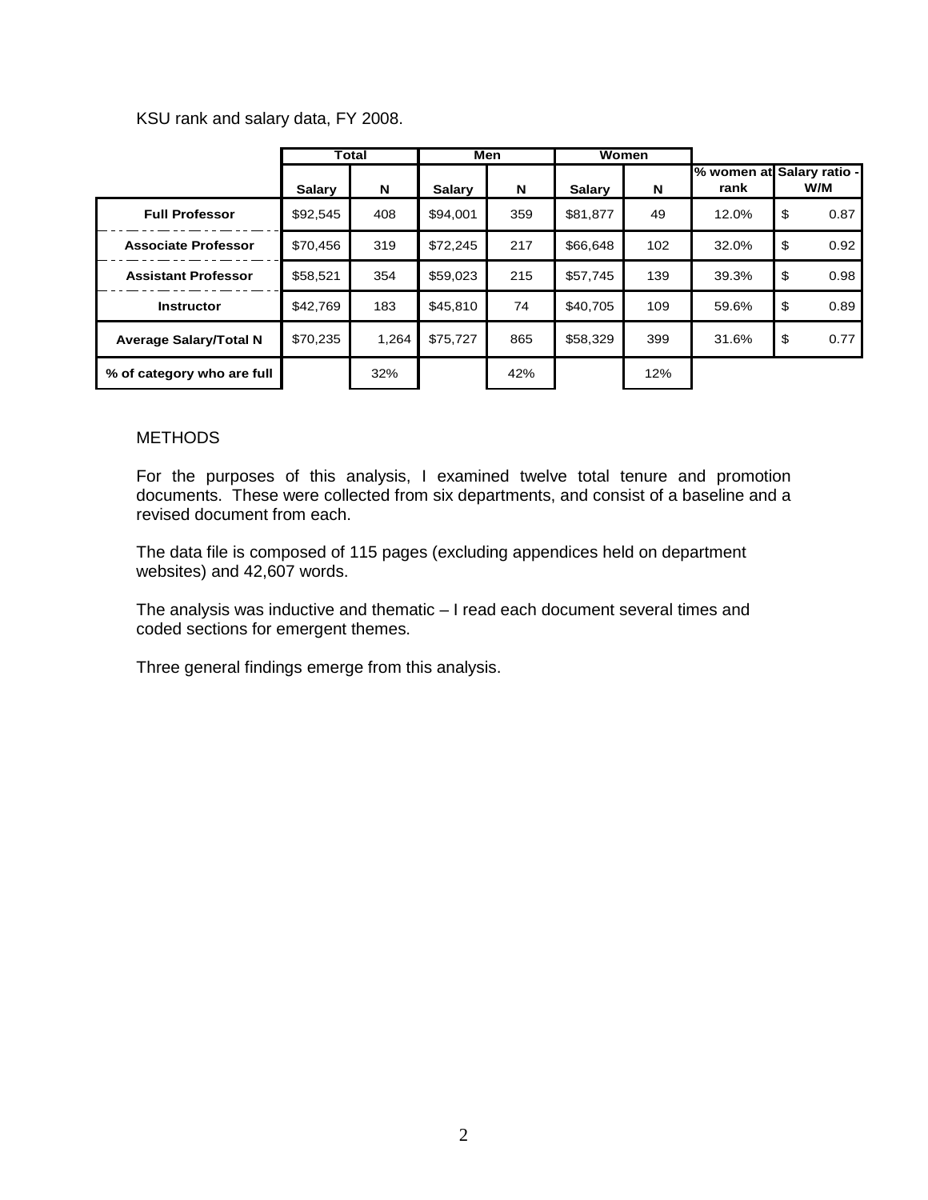KSU rank and salary data, FY 2008.

| | Total | | Men | | Women | | | |
|---|---|---|---|---|---|---|---|---|
| | Salary | N | Salary | N | Salary | N | % women at rank | Salary ratio - W/M |
| Full Professor | $92,545 | 408 | $94,001 | 359 | $81,877 | 49 | 12.0% | $ 0.87 |
| Associate Professor | $70,456 | 319 | $72,245 | 217 | $66,648 | 102 | 32.0% | $ 0.92 |
| Assistant Professor | $58,521 | 354 | $59,023 | 215 | $57,745 | 139 | 39.3% | $ 0.98 |
| Instructor | $42,769 | 183 | $45,810 | 74 | $40,705 | 109 | 59.6% | $ 0.89 |
| Average Salary/Total N | $70,235 | 1,264 | $75,727 | 865 | $58,329 | 399 | 31.6% | $ 0.77 |
| % of category who are full | | 32% | | 42% | | 12% | | |

## METHODS

For the purposes of this analysis, I examined twelve total tenure and promotion documents. These were collected from six departments, and consist of a baseline and a revised document from each.

The data file is composed of 115 pages (excluding appendices held on department websites) and 42,607 words.

The analysis was inductive and thematic – I read each document several times and coded sections for emergent themes.

Three general findings emerge from this analysis.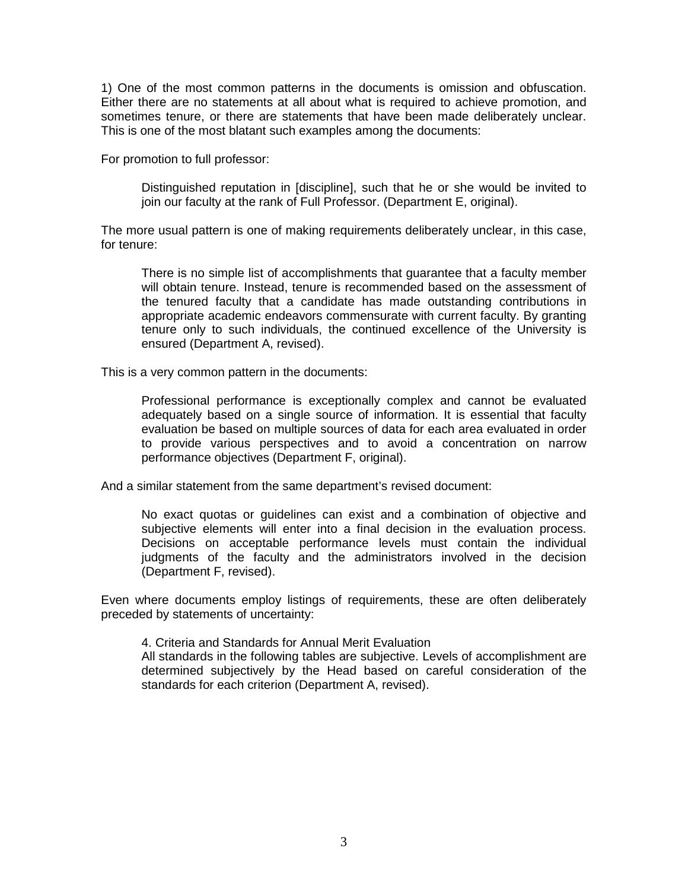1) One of the most common patterns in the documents is omission and obfuscation. Either there are no statements at all about what is required to achieve promotion, and sometimes tenure, or there are statements that have been made deliberately unclear. This is one of the most blatant such examples among the documents:

For promotion to full professor:

> Distinguished reputation in [discipline], such that he or she would be invited to join our faculty at the rank of Full Professor. (Department E, original).

The more usual pattern is one of making requirements deliberately unclear, in this case, for tenure:

> There is no simple list of accomplishments that guarantee that a faculty member will obtain tenure. Instead, tenure is recommended based on the assessment of the tenured faculty that a candidate has made outstanding contributions in appropriate academic endeavors commensurate with current faculty. By granting tenure only to such individuals, the continued excellence of the University is ensured (Department A, revised).

This is a very common pattern in the documents:

> Professional performance is exceptionally complex and cannot be evaluated adequately based on a single source of information. It is essential that faculty evaluation be based on multiple sources of data for each area evaluated in order to provide various perspectives and to avoid a concentration on narrow performance objectives (Department F, original).

And a similar statement from the same department's revised document:

> No exact quotas or guidelines can exist and a combination of objective and subjective elements will enter into a final decision in the evaluation process. Decisions on acceptable performance levels must contain the individual judgments of the faculty and the administrators involved in the decision (Department F, revised).

Even where documents employ listings of requirements, these are often deliberately preceded by statements of uncertainty:

> 4. Criteria and Standards for Annual Merit Evaluation
> All standards in the following tables are subjective. Levels of accomplishment are determined subjectively by the Head based on careful consideration of the standards for each criterion (Department A, revised).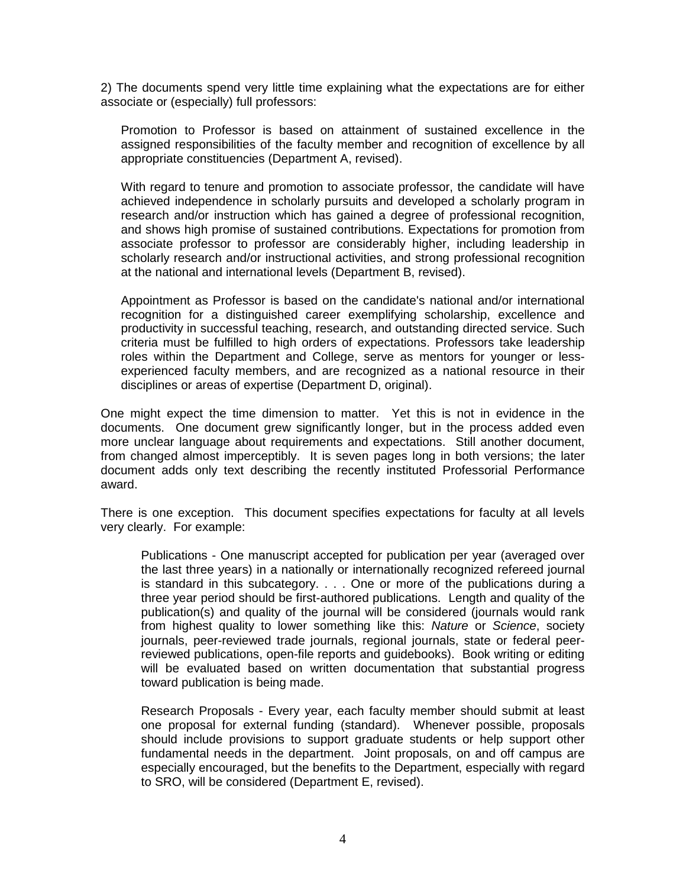2) The documents spend very little time explaining what the expectations are for either associate or (especially) full professors:

> Promotion to Professor is based on attainment of sustained excellence in the assigned responsibilities of the faculty member and recognition of excellence by all appropriate constituencies (Department A, revised).
>
> With regard to tenure and promotion to associate professor, the candidate will have achieved independence in scholarly pursuits and developed a scholarly program in research and/or instruction which has gained a degree of professional recognition, and shows high promise of sustained contributions. Expectations for promotion from associate professor to professor are considerably higher, including leadership in scholarly research and/or instructional activities, and strong professional recognition at the national and international levels (Department B, revised).
>
> Appointment as Professor is based on the candidate's national and/or international recognition for a distinguished career exemplifying scholarship, excellence and productivity in successful teaching, research, and outstanding directed service. Such criteria must be fulfilled to high orders of expectations. Professors take leadership roles within the Department and College, serve as mentors for younger or less-experienced faculty members, and are recognized as a national resource in their disciplines or areas of expertise (Department D, original).

One might expect the time dimension to matter. Yet this is not in evidence in the documents. One document grew significantly longer, but in the process added even more unclear language about requirements and expectations. Still another document, from changed almost imperceptibly. It is seven pages long in both versions; the later document adds only text describing the recently instituted Professorial Performance award.

There is one exception. This document specifies expectations for faculty at all levels very clearly. For example:

> Publications - One manuscript accepted for publication per year (averaged over the last three years) in a nationally or internationally recognized refereed journal is standard in this subcategory. . . . One or more of the publications during a three year period should be first-authored publications. Length and quality of the publication(s) and quality of the journal will be considered (journals would rank from highest quality to lower something like this: *Nature* or *Science*, society journals, peer-reviewed trade journals, regional journals, state or federal peer-reviewed publications, open-file reports and guidebooks). Book writing or editing will be evaluated based on written documentation that substantial progress toward publication is being made.
>
> Research Proposals - Every year, each faculty member should submit at least one proposal for external funding (standard). Whenever possible, proposals should include provisions to support graduate students or help support other fundamental needs in the department. Joint proposals, on and off campus are especially encouraged, but the benefits to the Department, especially with regard to SRO, will be considered (Department E, revised).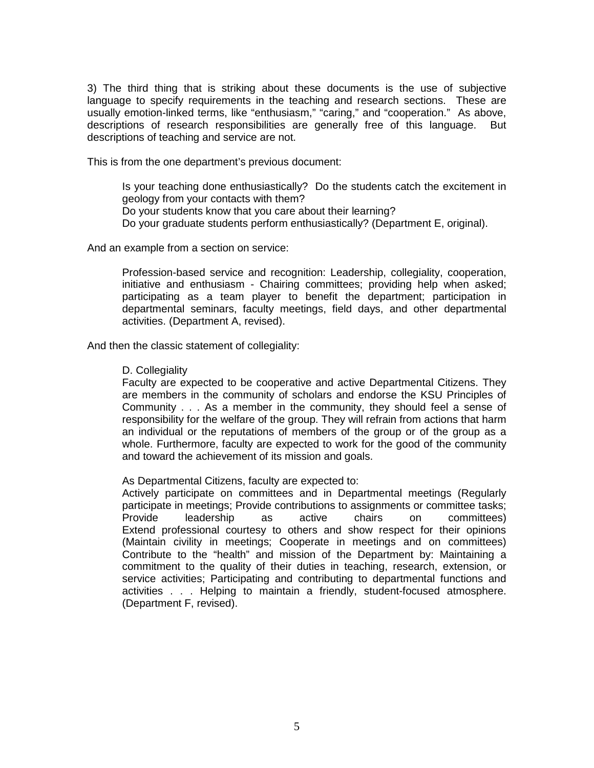3) The third thing that is striking about these documents is the use of subjective language to specify requirements in the teaching and research sections. These are usually emotion-linked terms, like "enthusiasm," "caring," and "cooperation." As above, descriptions of research responsibilities are generally free of this language. But descriptions of teaching and service are not.

This is from the one department's previous document:

> Is your teaching done enthusiastically? Do the students catch the excitement in geology from your contacts with them?
> Do your students know that you care about their learning?
> Do your graduate students perform enthusiastically? (Department E, original).

And an example from a section on service:

> Profession-based service and recognition: Leadership, collegiality, cooperation, initiative and enthusiasm - Chairing committees; providing help when asked; participating as a team player to benefit the department; participation in departmental seminars, faculty meetings, field days, and other departmental activities. (Department A, revised).

And then the classic statement of collegiality:

> D. Collegiality
> Faculty are expected to be cooperative and active Departmental Citizens. They are members in the community of scholars and endorse the KSU Principles of Community . . . As a member in the community, they should feel a sense of responsibility for the welfare of the group. They will refrain from actions that harm an individual or the reputations of members of the group or of the group as a whole. Furthermore, faculty are expected to work for the good of the community and toward the achievement of its mission and goals.
>
> As Departmental Citizens, faculty are expected to:
> Actively participate on committees and in Departmental meetings (Regularly participate in meetings; Provide contributions to assignments or committee tasks; Provide leadership as active chairs on committees) Extend professional courtesy to others and show respect for their opinions (Maintain civility in meetings; Cooperate in meetings and on committees) Contribute to the "health" and mission of the Department by: Maintaining a commitment to the quality of their duties in teaching, research, extension, or service activities; Participating and contributing to departmental functions and activities . . . Helping to maintain a friendly, student-focused atmosphere. (Department F, revised).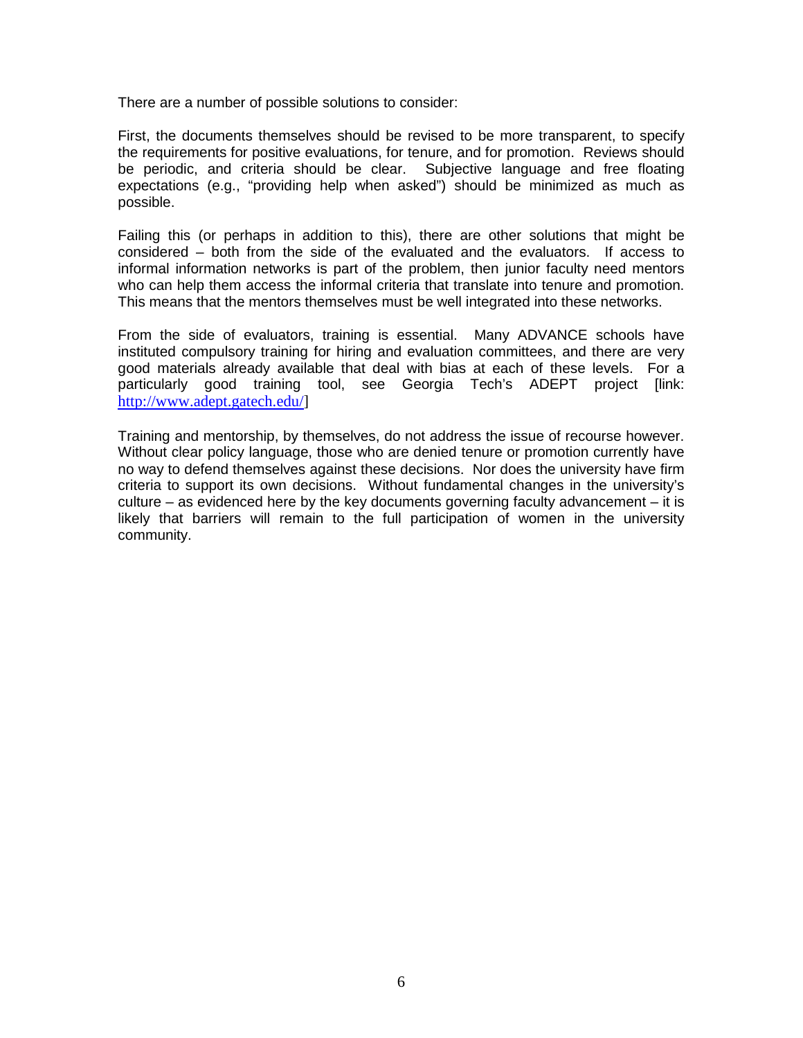There are a number of possible solutions to consider:

First, the documents themselves should be revised to be more transparent, to specify the requirements for positive evaluations, for tenure, and for promotion. Reviews should be periodic, and criteria should be clear. Subjective language and free floating expectations (e.g., "providing help when asked") should be minimized as much as possible.

Failing this (or perhaps in addition to this), there are other solutions that might be considered – both from the side of the evaluated and the evaluators. If access to informal information networks is part of the problem, then junior faculty need mentors who can help them access the informal criteria that translate into tenure and promotion. This means that the mentors themselves must be well integrated into these networks.

From the side of evaluators, training is essential. Many ADVANCE schools have instituted compulsory training for hiring and evaluation committees, and there are very good materials already available that deal with bias at each of these levels. For a particularly good training tool, see Georgia Tech's ADEPT project [link: http://www.adept.gatech.edu/]

Training and mentorship, by themselves, do not address the issue of recourse however. Without clear policy language, those who are denied tenure or promotion currently have no way to defend themselves against these decisions. Nor does the university have firm criteria to support its own decisions. Without fundamental changes in the university's culture – as evidenced here by the key documents governing faculty advancement – it is likely that barriers will remain to the full participation of women in the university community.